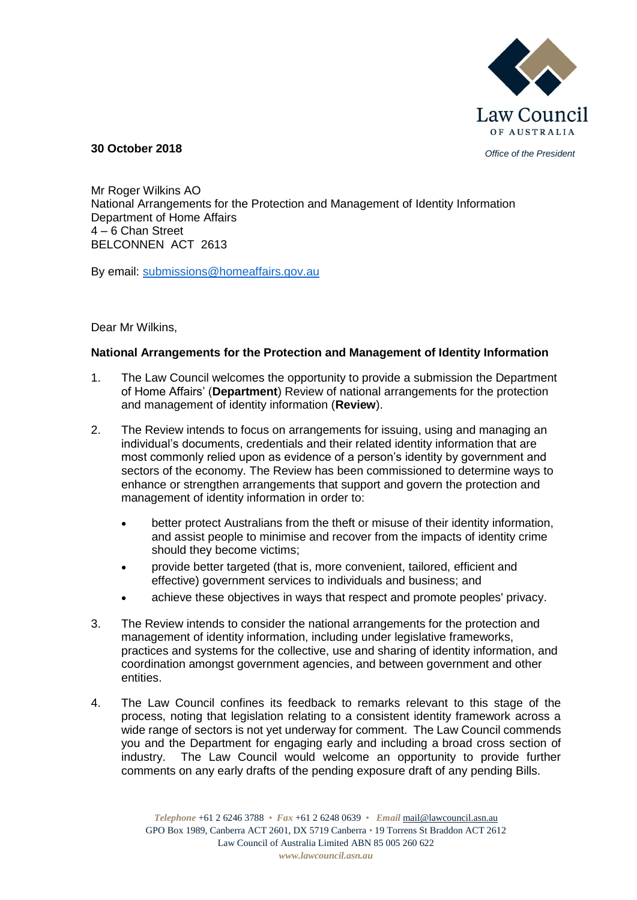**30 October 2018**

*Office of the President*

Mr Roger Wilkins AO
National Arrangements for the Protection and Management of Identity Information
Department of Home Affairs
4 – 6 Chan Street
BELCONNEN ACT 2613

By email: submissions@homeaffairs.gov.au

Dear Mr Wilkins,

**National Arrangements for the Protection and Management of Identity Information**

1. The Law Council welcomes the opportunity to provide a submission the Department of Home Affairs' (**Department**) Review of national arrangements for the protection and management of identity information (**Review**).

2. The Review intends to focus on arrangements for issuing, using and managing an individual's documents, credentials and their related identity information that are most commonly relied upon as evidence of a person's identity by government and sectors of the economy. The Review has been commissioned to determine ways to enhance or strengthen arrangements that support and govern the protection and management of identity information in order to:

   - better protect Australians from the theft or misuse of their identity information, and assist people to minimise and recover from the impacts of identity crime should they become victims;
   - provide better targeted (that is, more convenient, tailored, efficient and effective) government services to individuals and business; and
   - achieve these objectives in ways that respect and promote peoples' privacy.

3. The Review intends to consider the national arrangements for the protection and management of identity information, including under legislative frameworks, practices and systems for the collective, use and sharing of identity information, and coordination amongst government agencies, and between government and other entities.

4. The Law Council confines its feedback to remarks relevant to this stage of the process, noting that legislation relating to a consistent identity framework across a wide range of sectors is not yet underway for comment. The Law Council commends you and the Department for engaging early and including a broad cross section of industry. The Law Council would welcome an opportunity to provide further comments on any early drafts of the pending exposure draft of any pending Bills.

*Telephone* +61 2 6246 3788 • *Fax* +61 2 6248 0639 • *Email* mail@lawcouncil.asn.au
GPO Box 1989, Canberra ACT 2601, DX 5719 Canberra • 19 Torrens St Braddon ACT 2612
Law Council of Australia Limited ABN 85 005 260 622
*www.lawcouncil.asn.au*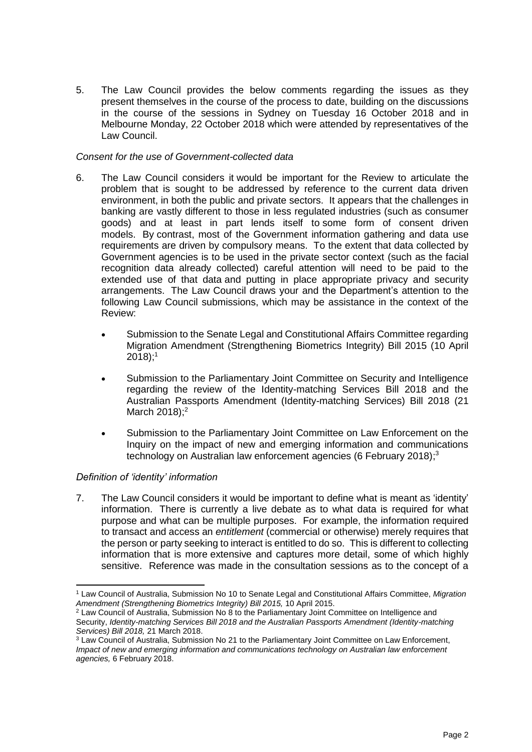5. The Law Council provides the below comments regarding the issues as they present themselves in the course of the process to date, building on the discussions in the course of the sessions in Sydney on Tuesday 16 October 2018 and in Melbourne Monday, 22 October 2018 which were attended by representatives of the Law Council.

*Consent for the use of Government-collected data*

6. The Law Council considers it would be important for the Review to articulate the problem that is sought to be addressed by reference to the current data driven environment, in both the public and private sectors. It appears that the challenges in banking are vastly different to those in less regulated industries (such as consumer goods) and at least in part lends itself to some form of consent driven models. By contrast, most of the Government information gathering and data use requirements are driven by compulsory means. To the extent that data collected by Government agencies is to be used in the private sector context (such as the facial recognition data already collected) careful attention will need to be paid to the extended use of that data and putting in place appropriate privacy and security arrangements. The Law Council draws your and the Department's attention to the following Law Council submissions, which may be assistance in the context of the Review:

   - Submission to the Senate Legal and Constitutional Affairs Committee regarding Migration Amendment (Strengthening Biometrics Integrity) Bill 2015 (10 April 2018);[1]
   - Submission to the Parliamentary Joint Committee on Security and Intelligence regarding the review of the Identity-matching Services Bill 2018 and the Australian Passports Amendment (Identity-matching Services) Bill 2018 (21 March 2018);[2]
   - Submission to the Parliamentary Joint Committee on Law Enforcement on the Inquiry on the impact of new and emerging information and communications technology on Australian law enforcement agencies (6 February 2018);[3]

*Definition of 'identity' information*

7. The Law Council considers it would be important to define what is meant as 'identity' information. There is currently a live debate as to what data is required for what purpose and what can be multiple purposes. For example, the information required to transact and access an *entitlement* (commercial or otherwise) merely requires that the person or party seeking to interact is entitled to do so. This is different to collecting information that is more extensive and captures more detail, some of which highly sensitive. Reference was made in the consultation sessions as to the concept of a

---

[1] Law Council of Australia, Submission No 10 to Senate Legal and Constitutional Affairs Committee, *Migration Amendment (Strengthening Biometrics Integrity) Bill 2015,* 10 April 2015.

[2] Law Council of Australia, Submission No 8 to the Parliamentary Joint Committee on Intelligence and Security, *Identity-matching Services Bill 2018 and the Australian Passports Amendment (Identity-matching Services) Bill 2018,* 21 March 2018.

[3] Law Council of Australia, Submission No 21 to the Parliamentary Joint Committee on Law Enforcement, *Impact of new and emerging information and communications technology on Australian law enforcement agencies,* 6 February 2018.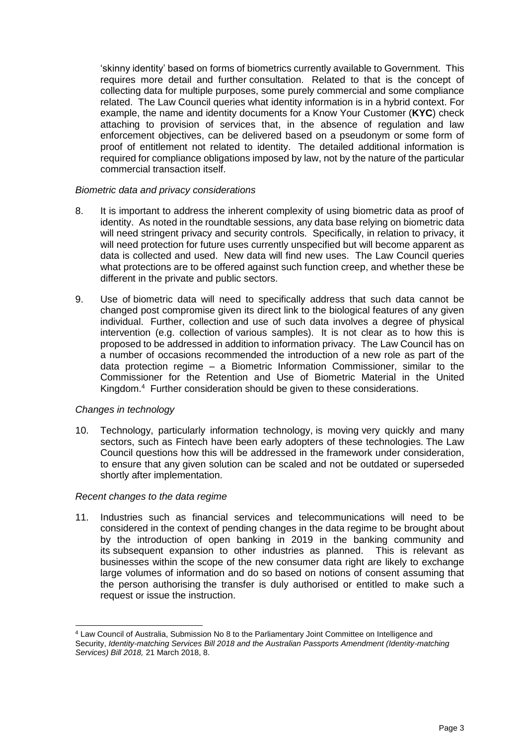'skinny identity' based on forms of biometrics currently available to Government. This requires more detail and further consultation. Related to that is the concept of collecting data for multiple purposes, some purely commercial and some compliance related. The Law Council queries what identity information is in a hybrid context. For example, the name and identity documents for a Know Your Customer (**KYC**) check attaching to provision of services that, in the absence of regulation and law enforcement objectives, can be delivered based on a pseudonym or some form of proof of entitlement not related to identity. The detailed additional information is required for compliance obligations imposed by law, not by the nature of the particular commercial transaction itself.

*Biometric data and privacy considerations*

8. It is important to address the inherent complexity of using biometric data as proof of identity. As noted in the roundtable sessions, any data base relying on biometric data will need stringent privacy and security controls. Specifically, in relation to privacy, it will need protection for future uses currently unspecified but will become apparent as data is collected and used. New data will find new uses. The Law Council queries what protections are to be offered against such function creep, and whether these be different in the private and public sectors.

9. Use of biometric data will need to specifically address that such data cannot be changed post compromise given its direct link to the biological features of any given individual. Further, collection and use of such data involves a degree of physical intervention (e.g. collection of various samples). It is not clear as to how this is proposed to be addressed in addition to information privacy. The Law Council has on a number of occasions recommended the introduction of a new role as part of the data protection regime – a Biometric Information Commissioner, similar to the Commissioner for the Retention and Use of Biometric Material in the United Kingdom.[4] Further consideration should be given to these considerations.

*Changes in technology*

10. Technology, particularly information technology, is moving very quickly and many sectors, such as Fintech have been early adopters of these technologies. The Law Council questions how this will be addressed in the framework under consideration, to ensure that any given solution can be scaled and not be outdated or superseded shortly after implementation.

*Recent changes to the data regime*

11. Industries such as financial services and telecommunications will need to be considered in the context of pending changes in the data regime to be brought about by the introduction of open banking in 2019 in the banking community and its subsequent expansion to other industries as planned. This is relevant as businesses within the scope of the new consumer data right are likely to exchange large volumes of information and do so based on notions of consent assuming that the person authorising the transfer is duly authorised or entitled to make such a request or issue the instruction.

---

[4] Law Council of Australia, Submission No 8 to the Parliamentary Joint Committee on Intelligence and Security, *Identity-matching Services Bill 2018 and the Australian Passports Amendment (Identity-matching Services) Bill 2018,* 21 March 2018, 8.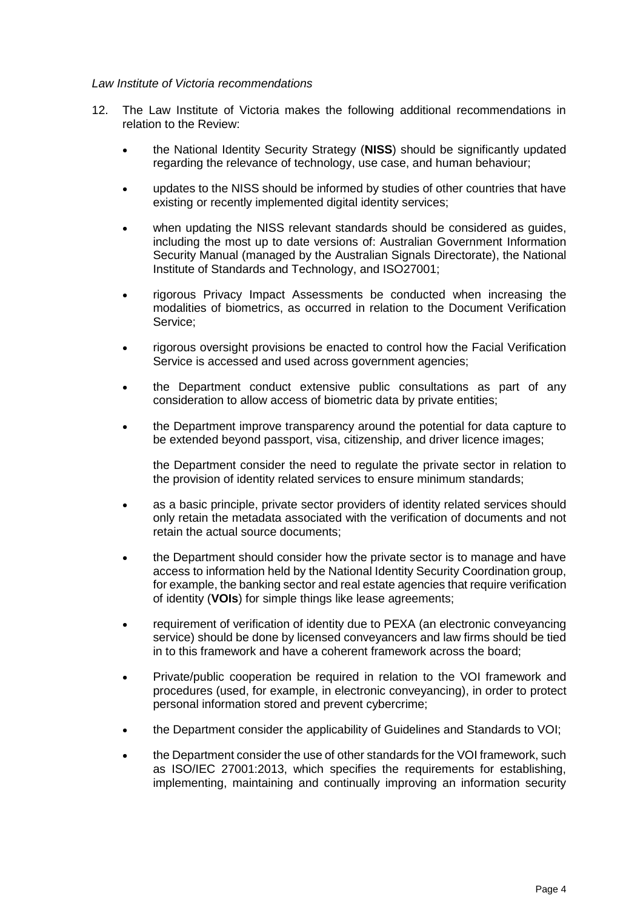*Law Institute of Victoria recommendations*

12. The Law Institute of Victoria makes the following additional recommendations in relation to the Review:

    - the National Identity Security Strategy (**NISS**) should be significantly updated regarding the relevance of technology, use case, and human behaviour;
    - updates to the NISS should be informed by studies of other countries that have existing or recently implemented digital identity services;
    - when updating the NISS relevant standards should be considered as guides, including the most up to date versions of: Australian Government Information Security Manual (managed by the Australian Signals Directorate), the National Institute of Standards and Technology, and ISO27001;
    - rigorous Privacy Impact Assessments be conducted when increasing the modalities of biometrics, as occurred in relation to the Document Verification Service;
    - rigorous oversight provisions be enacted to control how the Facial Verification Service is accessed and used across government agencies;
    - the Department conduct extensive public consultations as part of any consideration to allow access of biometric data by private entities;
    - the Department improve transparency around the potential for data capture to be extended beyond passport, visa, citizenship, and driver licence images;

      the Department consider the need to regulate the private sector in relation to the provision of identity related services to ensure minimum standards;
    - as a basic principle, private sector providers of identity related services should only retain the metadata associated with the verification of documents and not retain the actual source documents;
    - the Department should consider how the private sector is to manage and have access to information held by the National Identity Security Coordination group, for example, the banking sector and real estate agencies that require verification of identity (**VOIs**) for simple things like lease agreements;
    - requirement of verification of identity due to PEXA (an electronic conveyancing service) should be done by licensed conveyancers and law firms should be tied in to this framework and have a coherent framework across the board;
    - Private/public cooperation be required in relation to the VOI framework and procedures (used, for example, in electronic conveyancing), in order to protect personal information stored and prevent cybercrime;
    - the Department consider the applicability of Guidelines and Standards to VOI;
    - the Department consider the use of other standards for the VOI framework, such as ISO/IEC 27001:2013, which specifies the requirements for establishing, implementing, maintaining and continually improving an information security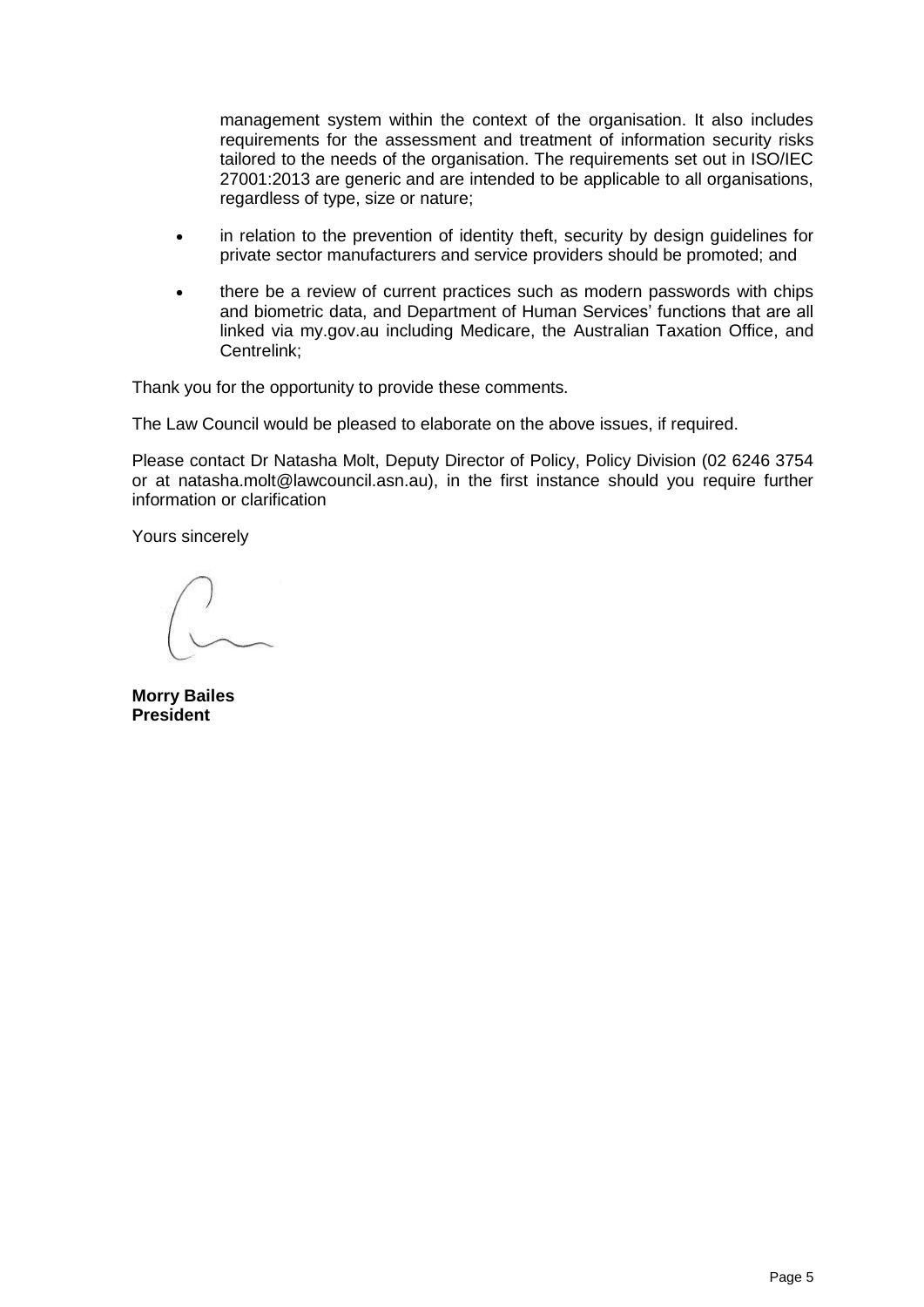management system within the context of the organisation. It also includes requirements for the assessment and treatment of information security risks tailored to the needs of the organisation. The requirements set out in ISO/IEC 27001:2013 are generic and are intended to be applicable to all organisations, regardless of type, size or nature;

- in relation to the prevention of identity theft, security by design guidelines for private sector manufacturers and service providers should be promoted; and
- there be a review of current practices such as modern passwords with chips and biometric data, and Department of Human Services' functions that are all linked via my.gov.au including Medicare, the Australian Taxation Office, and Centrelink;

Thank you for the opportunity to provide these comments.

The Law Council would be pleased to elaborate on the above issues, if required.

Please contact Dr Natasha Molt, Deputy Director of Policy, Policy Division (02 6246 3754 or at natasha.molt@lawcouncil.asn.au), in the first instance should you require further information or clarification

Yours sincerely

**Morry Bailes**
**President**